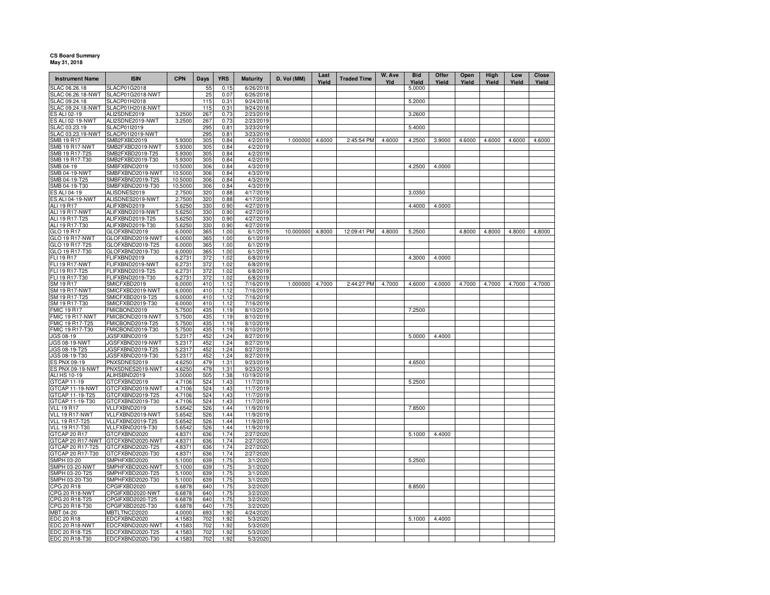**CS Board Summary**
**May 31, 2018**

| Instrument Name | ISIN | CPN | Days | YRS | Maturity | D. Vol (MM) | Last Yield | Traded Time | W. Ave Yld | Bid Yield | Offer Yield | Open Yield | High Yield | Low Yield | Close Yield |
|---|---|---|---|---|---|---|---|---|---|---|---|---|---|---|---|
| SLAC 06.26.18 | SLACP01G2018 | | 55 | 0.15 | 6/26/2018 | | | | | 5.0000 | | | | | |
| SLAC 06.26.18-NWT | SLACP01G2018-NWT | | 25 | 0.07 | 6/26/2018 | | | | | | | | | | |
| SLAC 09.24.18 | SLACP01H2018 | | 115 | 0.31 | 9/24/2018 | | | | | 5.2000 | | | | | |
| SLAC 09.24.18-NWT | SLACP01H2018-NWT | | 115 | 0.31 | 9/24/2018 | | | | | | | | | | |
| ES ALI 02-19 | ALI2SDNE2019 | 3.2500 | 267 | 0.73 | 2/23/2019 | | | | | 3.2600 | | | | | |
| ES ALI 02-19-NWT | ALI2SDNE2019-NWT | 3.2500 | 267 | 0.73 | 2/23/2019 | | | | | | | | | | |
| SLAC 03.23.19 | SLACP01I2019 | | 295 | 0.81 | 3/23/2019 | | | | | 5.4000 | | | | | |
| SLAC 03.23.19-NWT | SLACP01I2019-NWT | | 295 | 0.81 | 3/23/2019 | | | | | | | | | | |
| SMB 19 R17 | SMB2FXBD2019 | 5.9300 | 305 | 0.84 | 4/2/2019 | 1.000000 | 4.6000 | 2:45:54 PM | 4.6000 | 4.2500 | 3.9000 | 4.6000 | 4.6000 | 4.6000 | 4.6000 |
| SMB 19 R17-NWT | SMB2FXBD2019-NWT | 5.9300 | 305 | 0.84 | 4/2/2019 | | | | | | | | | | |
| SMB 19 R17-T25 | SMB2FXBD2019-T25 | 5.9300 | 305 | 0.84 | 4/2/2019 | | | | | | | | | | |
| SMB 19 R17-T30 | SMB2FXBD2019-T30 | 5.9300 | 305 | 0.84 | 4/2/2019 | | | | | | | | | | |
| SMB 04-19 | SMBFXBND2019 | 10.5000 | 306 | 0.84 | 4/3/2019 | | | | | 4.2500 | 4.0000 | | | | |
| SMB 04-19-NWT | SMBFXBND2019-NWT | 10.5000 | 306 | 0.84 | 4/3/2019 | | | | | | | | | | |
| SMB 04-19-T25 | SMBFXBND2019-T25 | 10.5000 | 306 | 0.84 | 4/3/2019 | | | | | | | | | | |
| SMB 04-19-T30 | SMBFXBND2019-T30 | 10.5000 | 306 | 0.84 | 4/3/2019 | | | | | | | | | | |
| ES ALI 04-19 | ALISDNES2019 | 2.7500 | 320 | 0.88 | 4/17/2019 | | | | | 3.0350 | | | | | |
| ES ALI 04-19-NWT | ALISDNES2019-NWT | 2.7500 | 320 | 0.88 | 4/17/2019 | | | | | | | | | | |
| ALI 19 R17 | ALIFXBND2019 | 5.6250 | 330 | 0.90 | 4/27/2019 | | | | | 4.4000 | 4.0000 | | | | |
| ALI 19 R17-NWT | ALIFXBND2019-NWT | 5.6250 | 330 | 0.90 | 4/27/2019 | | | | | | | | | | |
| ALI 19 R17-T25 | ALIFXBND2019-T25 | 5.6250 | 330 | 0.90 | 4/27/2019 | | | | | | | | | | |
| ALI 19 R17-T30 | ALIFXBND2019-T30 | 5.6250 | 330 | 0.90 | 4/27/2019 | | | | | | | | | | |
| GLO 19 R17 | GLOFXBND2019 | 6.0000 | 365 | 1.00 | 6/1/2019 | 10.000000 | 4.8000 | 12:09:41 PM | 4.8000 | 5.2500 | | 4.8000 | 4.8000 | 4.8000 | 4.8000 |
| GLO 19 R17-NWT | GLOFXBND2019-NWT | 6.0000 | 365 | 1.00 | 6/1/2019 | | | | | | | | | | |
| GLO 19 R17-T25 | GLOFXBND2019-T25 | 6.0000 | 365 | 1.00 | 6/1/2019 | | | | | | | | | | |
| GLO 19 R17-T30 | GLOFXBND2019-T30 | 6.0000 | 365 | 1.00 | 6/1/2019 | | | | | | | | | | |
| FLI 19 R17 | FLIFXBND2019 | 6.2731 | 372 | 1.02 | 6/8/2019 | | | | | 4.3000 | 4.0000 | | | | |
| FLI 19 R17-NWT | FLIFXBND2019-NWT | 6.2731 | 372 | 1.02 | 6/8/2019 | | | | | | | | | | |
| FLI 19 R17-T25 | FLIFXBND2019-T25 | 6.2731 | 372 | 1.02 | 6/8/2019 | | | | | | | | | | |
| FLI 19 R17-T30 | FLIFXBND2019-T30 | 6.2731 | 372 | 1.02 | 6/8/2019 | | | | | | | | | | |
| SM 19 R17 | SMICFXBD2019 | 6.0000 | 410 | 1.12 | 7/16/2019 | 1.000000 | 4.7000 | 2:44:27 PM | 4.7000 | 4.6000 | 4.0000 | 4.7000 | 4.7000 | 4.7000 | 4.7000 |
| SM 19 R17-NWT | SMICFXBD2019-NWT | 6.0000 | 410 | 1.12 | 7/16/2019 | | | | | | | | | | |
| SM 19 R17-T25 | SMICFXBD2019-T25 | 6.0000 | 410 | 1.12 | 7/16/2019 | | | | | | | | | | |
| SM 19 R17-T30 | SMICFXBD2019-T30 | 6.0000 | 410 | 1.12 | 7/16/2019 | | | | | | | | | | |
| FMIC 19 R17 | FMICBOND2019 | 5.7500 | 435 | 1.19 | 8/10/2019 | | | | | 7.2500 | | | | | |
| FMIC 19 R17-NWT | FMICBOND2019-NWT | 5.7500 | 435 | 1.19 | 8/10/2019 | | | | | | | | | | |
| FMIC 19 R17-T25 | FMICBOND2019-T25 | 5.7500 | 435 | 1.19 | 8/10/2019 | | | | | | | | | | |
| FMIC 19 R17-T30 | FMICBOND2019-T30 | 5.7500 | 435 | 1.19 | 8/10/2019 | | | | | | | | | | |
| JGS 08-19 | JGSFXBND2019 | 5.2317 | 452 | 1.24 | 8/27/2019 | | | | | 5.0000 | 4.4000 | | | | |
| JGS 08-19-NWT | JGSFXBND2019-NWT | 5.2317 | 452 | 1.24 | 8/27/2019 | | | | | | | | | | |
| JGS 08-19-T25 | JGSFXBND2019-T25 | 5.2317 | 452 | 1.24 | 8/27/2019 | | | | | | | | | | |
| JGS 08-19-T30 | JGSFXBND2019-T30 | 5.2317 | 452 | 1.24 | 8/27/2019 | | | | | | | | | | |
| ES PNX 09-19 | PNXSDNES2019 | 4.6250 | 479 | 1.31 | 9/23/2019 | | | | | 4.6500 | | | | | |
| ES PNX 09-19-NWT | PNXSDNES2019-NWT | 4.6250 | 479 | 1.31 | 9/23/2019 | | | | | | | | | | |
| ALI HS 10-19 | ALIHSBND2019 | 3.0000 | 505 | 1.38 | 10/19/2019 | | | | | | | | | | |
| GTCAP 11-19 | GTCFXBND2019 | 4.7106 | 524 | 1.43 | 11/7/2019 | | | | | 5.2500 | | | | | |
| GTCAP 11-19-NWT | GTCFXBND2019-NWT | 4.7106 | 524 | 1.43 | 11/7/2019 | | | | | | | | | | |
| GTCAP 11-19-T25 | GTCFXBND2019-T25 | 4.7106 | 524 | 1.43 | 11/7/2019 | | | | | | | | | | |
| GTCAP 11-19-T30 | GTCFXBND2019-T30 | 4.7106 | 524 | 1.43 | 11/7/2019 | | | | | | | | | | |
| VLL 19 R17 | VLLFXBND2019 | 5.6542 | 526 | 1.44 | 11/9/2019 | | | | | 7.8500 | | | | | |
| VLL 19 R17-NWT | VLLFXBND2019-NWT | 5.6542 | 526 | 1.44 | 11/9/2019 | | | | | | | | | | |
| VLL 19 R17-T25 | VLLFXBND2019-T25 | 5.6542 | 526 | 1.44 | 11/9/2019 | | | | | | | | | | |
| VLL 19 R17-T30 | VLLFXBND2019-T30 | 5.6542 | 526 | 1.44 | 11/9/2019 | | | | | | | | | | |
| GTCAP 20 R17 | GTCFXBND2020 | 4.8371 | 636 | 1.74 | 2/27/2020 | | | | | 5.1000 | 4.4000 | | | | |
| GTCAP 20 R17-NWT | GTCFXBND2020-NWT | 4.8371 | 636 | 1.74 | 2/27/2020 | | | | | | | | | | |
| GTCAP 20 R17-T25 | GTCFXBND2020-T25 | 4.8371 | 636 | 1.74 | 2/27/2020 | | | | | | | | | | |
| GTCAP 20 R17-T30 | GTCFXBND2020-T30 | 4.8371 | 636 | 1.74 | 2/27/2020 | | | | | | | | | | |
| SMPH 03-20 | SMPHFXBD2020 | 5.1000 | 639 | 1.75 | 3/1/2020 | | | | | 5.2500 | | | | | |
| SMPH 03-20-NWT | SMPHFXBD2020-NWT | 5.1000 | 639 | 1.75 | 3/1/2020 | | | | | | | | | | |
| SMPH 03-20-T25 | SMPHFXBD2020-T25 | 5.1000 | 639 | 1.75 | 3/1/2020 | | | | | | | | | | |
| SMPH 03-20-T30 | SMPHFXBD2020-T30 | 5.1000 | 639 | 1.75 | 3/1/2020 | | | | | | | | | | |
| CPG 20 R18 | CPGIFXBD2020 | 6.6878 | 640 | 1.75 | 3/2/2020 | | | | | 8.8500 | | | | | |
| CPG 20 R18-NWT | CPGIFXBD2020-NWT | 6.6878 | 640 | 1.75 | 3/2/2020 | | | | | | | | | | |
| CPG 20 R18-T25 | CPGIFXBD2020-T25 | 6.6878 | 640 | 1.75 | 3/2/2020 | | | | | | | | | | |
| CPG 20 R18-T30 | CPGIFXBD2020-T30 | 6.6878 | 640 | 1.75 | 3/2/2020 | | | | | | | | | | |
| MBT 04-20 | MBTLTNCD2020 | 4.0000 | 693 | 1.90 | 4/24/2020 | | | | | | | | | | |
| EDC 20 R18 | EDCFXBND2020 | 4.1583 | 702 | 1.92 | 5/3/2020 | | | | | 5.1000 | 4.4000 | | | | |
| EDC 20 R18-NWT | EDCFXBND2020-NWT | 4.1583 | 702 | 1.92 | 5/3/2020 | | | | | | | | | | |
| EDC 20 R18-T25 | EDCFXBND2020-T25 | 4.1583 | 702 | 1.92 | 5/3/2020 | | | | | | | | | | |
| EDC 20 R18-T30 | EDCFXBND2020-T30 | 4.1583 | 702 | 1.92 | 5/3/2020 | | | | | | | | | | |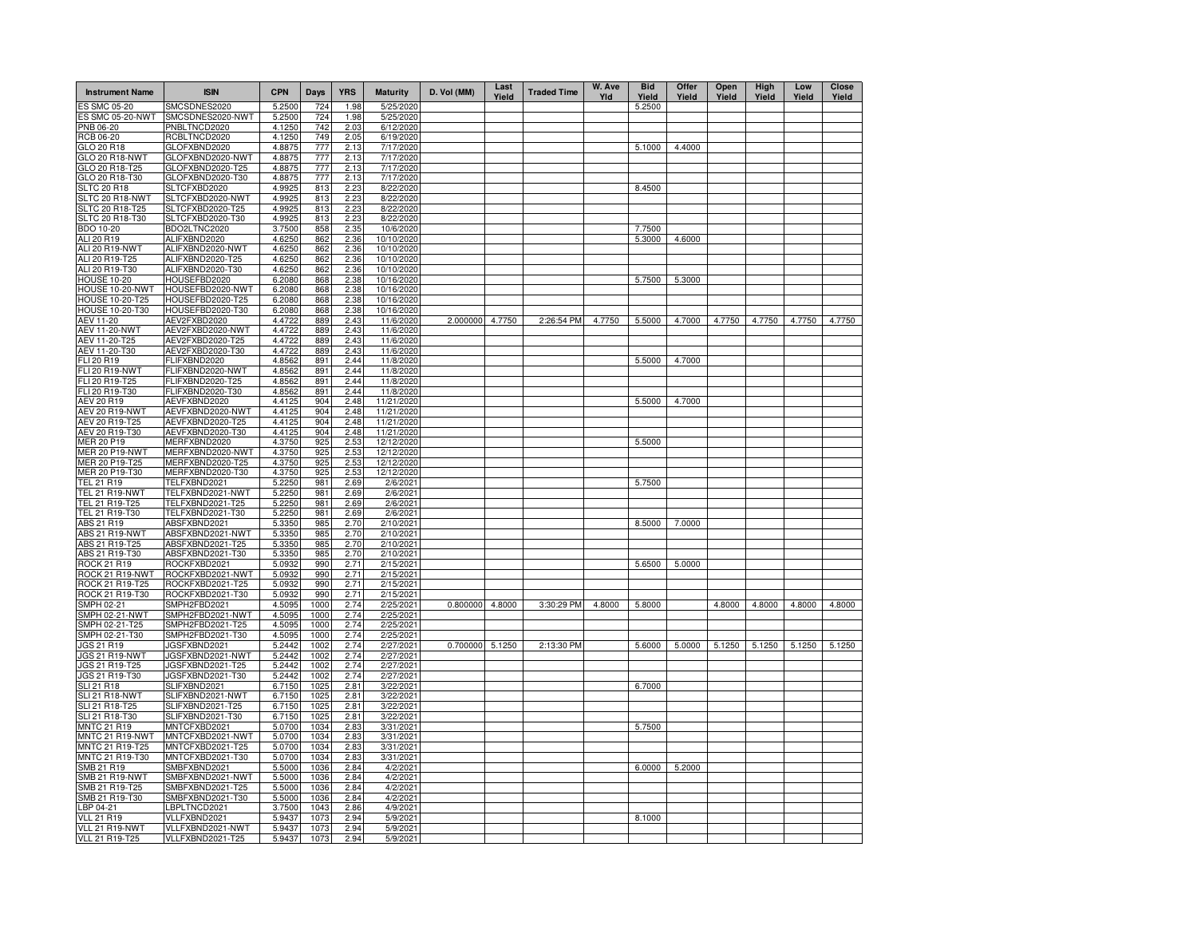| Instrument Name | ISIN | CPN | Days | YRS | Maturity | D. Vol (MM) | Last Yield | Traded Time | W. Ave Yld | Bid Yield | Offer Yield | Open Yield | High Yield | Low Yield | Close Yield |
|---|---|---|---|---|---|---|---|---|---|---|---|---|---|---|---|
| ES SMC 05-20 | SMCSDNES2020 | 5.2500 | 724 | 1.98 | 5/25/2020 | | | | | 5.2500 | | | | | |
| ES SMC 05-20-NWT | SMCSDNES2020-NWT | 5.2500 | 724 | 1.98 | 5/25/2020 | | | | | | | | | | |
| PNB 06-20 | PNBLTNCD2020 | 4.1250 | 742 | 2.03 | 6/12/2020 | | | | | | | | | | |
| RCB 06-20 | RCBLTNCD2020 | 4.1250 | 749 | 2.05 | 6/19/2020 | | | | | | | | | | |
| GLO 20 R18 | GLOFXBND2020 | 4.8875 | 777 | 2.13 | 7/17/2020 | | | | | 5.1000 | 4.4000 | | | | |
| GLO 20 R18-NWT | GLOFXBND2020-NWT | 4.8875 | 777 | 2.13 | 7/17/2020 | | | | | | | | | | |
| GLO 20 R18-T25 | GLOFXBND2020-T25 | 4.8875 | 777 | 2.13 | 7/17/2020 | | | | | | | | | | |
| GLO 20 R18-T30 | GLOFXBND2020-T30 | 4.8875 | 777 | 2.13 | 7/17/2020 | | | | | | | | | | |
| SLTC 20 R18 | SLTCFXBD2020 | 4.9925 | 813 | 2.23 | 8/22/2020 | | | | | 8.4500 | | | | | |
| SLTC 20 R18-NWT | SLTCFXBD2020-NWT | 4.9925 | 813 | 2.23 | 8/22/2020 | | | | | | | | | | |
| SLTC 20 R18-T25 | SLTCFXBD2020-T25 | 4.9925 | 813 | 2.23 | 8/22/2020 | | | | | | | | | | |
| SLTC 20 R18-T30 | SLTCFXBD2020-T30 | 4.9925 | 813 | 2.23 | 8/22/2020 | | | | | | | | | | |
| BDO 10-20 | BDO2LTNC2020 | 3.7500 | 858 | 2.35 | 10/6/2020 | | | | | 7.7500 | | | | | |
| ALI 20 R19 | ALIFXBND2020 | 4.6250 | 862 | 2.36 | 10/10/2020 | | | | | 5.3000 | 4.6000 | | | | |
| ALI 20 R19-NWT | ALIFXBND2020-NWT | 4.6250 | 862 | 2.36 | 10/10/2020 | | | | | | | | | | |
| ALI 20 R19-T25 | ALIFXBND2020-T25 | 4.6250 | 862 | 2.36 | 10/10/2020 | | | | | | | | | | |
| ALI 20 R19-T30 | ALIFXBND2020-T30 | 4.6250 | 862 | 2.36 | 10/10/2020 | | | | | | | | | | |
| HOUSE 10-20 | HOUSEFBD2020 | 6.2080 | 868 | 2.38 | 10/16/2020 | | | | | 5.7500 | 5.3000 | | | | |
| HOUSE 10-20-NWT | HOUSEFBD2020-NWT | 6.2080 | 868 | 2.38 | 10/16/2020 | | | | | | | | | | |
| HOUSE 10-20-T25 | HOUSEFBD2020-T25 | 6.2080 | 868 | 2.38 | 10/16/2020 | | | | | | | | | | |
| HOUSE 10-20-T30 | HOUSEFBD2020-T30 | 6.2080 | 868 | 2.38 | 10/16/2020 | | | | | | | | | | |
| AEV 11-20 | AEV2FXBD2020 | 4.4722 | 889 | 2.43 | 11/6/2020 | 2.000000 | 4.7750 | 2:26:54 PM | 4.7750 | 5.5000 | 4.7000 | 4.7750 | 4.7750 | 4.7750 | 4.7750 |
| AEV 11-20-NWT | AEV2FXBD2020-NWT | 4.4722 | 889 | 2.43 | 11/6/2020 | | | | | | | | | | |
| AEV 11-20-T25 | AEV2FXBD2020-T25 | 4.4722 | 889 | 2.43 | 11/6/2020 | | | | | | | | | | |
| AEV 11-20-T30 | AEV2FXBD2020-T30 | 4.4722 | 889 | 2.43 | 11/6/2020 | | | | | | | | | | |
| FLI 20 R19 | FLIFXBND2020 | 4.8562 | 891 | 2.44 | 11/8/2020 | | | | | 5.5000 | 4.7000 | | | | |
| FLI 20 R19-NWT | FLIFXBND2020-NWT | 4.8562 | 891 | 2.44 | 11/8/2020 | | | | | | | | | | |
| FLI 20 R19-T25 | FLIFXBND2020-T25 | 4.8562 | 891 | 2.44 | 11/8/2020 | | | | | | | | | | |
| FLI 20 R19-T30 | FLIFXBND2020-T30 | 4.8562 | 891 | 2.44 | 11/8/2020 | | | | | | | | | | |
| AEV 20 R19 | AEVFXBND2020 | 4.4125 | 904 | 2.48 | 11/21/2020 | | | | | 5.5000 | 4.7000 | | | | |
| AEV 20 R19-NWT | AEVFXBND2020-NWT | 4.4125 | 904 | 2.48 | 11/21/2020 | | | | | | | | | | |
| AEV 20 R19-T25 | AEVFXBND2020-T25 | 4.4125 | 904 | 2.48 | 11/21/2020 | | | | | | | | | | |
| AEV 20 R19-T30 | AEVFXBND2020-T30 | 4.4125 | 904 | 2.48 | 11/21/2020 | | | | | | | | | | |
| MER 20 P19 | MERFXBND2020 | 4.3750 | 925 | 2.53 | 12/12/2020 | | | | | 5.5000 | | | | | |
| MER 20 P19-NWT | MERFXBND2020-NWT | 4.3750 | 925 | 2.53 | 12/12/2020 | | | | | | | | | | |
| MER 20 P19-T25 | MERFXBND2020-T25 | 4.3750 | 925 | 2.53 | 12/12/2020 | | | | | | | | | | |
| MER 20 P19-T30 | MERFXBND2020-T30 | 4.3750 | 925 | 2.53 | 12/12/2020 | | | | | | | | | | |
| TEL 21 R19 | TELFXBND2021 | 5.2250 | 981 | 2.69 | 2/6/2021 | | | | | 5.7500 | | | | | |
| TEL 21 R19-NWT | TELFXBND2021-NWT | 5.2250 | 981 | 2.69 | 2/6/2021 | | | | | | | | | | |
| TEL 21 R19-T25 | TELFXBND2021-T25 | 5.2250 | 981 | 2.69 | 2/6/2021 | | | | | | | | | | |
| TEL 21 R19-T30 | TELFXBND2021-T30 | 5.2250 | 981 | 2.69 | 2/6/2021 | | | | | | | | | | |
| ABS 21 R19 | ABSFXBND2021 | 5.3350 | 985 | 2.70 | 2/10/2021 | | | | | 8.5000 | 7.0000 | | | | |
| ABS 21 R19-NWT | ABSFXBND2021-NWT | 5.3350 | 985 | 2.70 | 2/10/2021 | | | | | | | | | | |
| ABS 21 R19-T25 | ABSFXBND2021-T25 | 5.3350 | 985 | 2.70 | 2/10/2021 | | | | | | | | | | |
| ABS 21 R19-T30 | ABSFXBND2021-T30 | 5.3350 | 985 | 2.70 | 2/10/2021 | | | | | | | | | | |
| ROCK 21 R19 | ROCKFXBD2021 | 5.0932 | 990 | 2.71 | 2/15/2021 | | | | | 5.6500 | 5.0000 | | | | |
| ROCK 21 R19-NWT | ROCKFXBD2021-NWT | 5.0932 | 990 | 2.71 | 2/15/2021 | | | | | | | | | | |
| ROCK 21 R19-T25 | ROCKFXBD2021-T25 | 5.0932 | 990 | 2.71 | 2/15/2021 | | | | | | | | | | |
| ROCK 21 R19-T30 | ROCKFXBD2021-T30 | 5.0932 | 990 | 2.71 | 2/15/2021 | | | | | | | | | | |
| SMPH 02-21 | SMPH2FBD2021 | 4.5095 | 1000 | 2.74 | 2/25/2021 | 0.800000 | 4.8000 | 3:30:29 PM | 4.8000 | 5.8000 | | 4.8000 | 4.8000 | 4.8000 | 4.8000 |
| SMPH 02-21-NWT | SMPH2FBD2021-NWT | 4.5095 | 1000 | 2.74 | 2/25/2021 | | | | | | | | | | |
| SMPH 02-21-T25 | SMPH2FBD2021-T25 | 4.5095 | 1000 | 2.74 | 2/25/2021 | | | | | | | | | | |
| SMPH 02-21-T30 | SMPH2FBD2021-T30 | 4.5095 | 1000 | 2.74 | 2/25/2021 | | | | | | | | | | |
| JGS 21 R19 | JGSFXBND2021 | 5.2442 | 1002 | 2.74 | 2/27/2021 | 0.700000 | 5.1250 | 2:13:30 PM | | 5.6000 | 5.0000 | 5.1250 | 5.1250 | 5.1250 | 5.1250 |
| JGS 21 R19-NWT | JGSFXBND2021-NWT | 5.2442 | 1002 | 2.74 | 2/27/2021 | | | | | | | | | | |
| JGS 21 R19-T25 | JGSFXBND2021-T25 | 5.2442 | 1002 | 2.74 | 2/27/2021 | | | | | | | | | | |
| JGS 21 R19-T30 | JGSFXBND2021-T30 | 5.2442 | 1002 | 2.74 | 2/27/2021 | | | | | | | | | | |
| SLI 21 R18 | SLIFXBND2021 | 6.7150 | 1025 | 2.81 | 3/22/2021 | | | | | 6.7000 | | | | | |
| SLI 21 R18-NWT | SLIFXBND2021-NWT | 6.7150 | 1025 | 2.81 | 3/22/2021 | | | | | | | | | | |
| SLI 21 R18-T25 | SLIFXBND2021-T25 | 6.7150 | 1025 | 2.81 | 3/22/2021 | | | | | | | | | | |
| SLI 21 R18-T30 | SLIFXBND2021-T30 | 6.7150 | 1025 | 2.81 | 3/22/2021 | | | | | | | | | | |
| MNTC 21 R19 | MNTCFXBD2021 | 5.0700 | 1034 | 2.83 | 3/31/2021 | | | | | 5.7500 | | | | | |
| MNTC 21 R19-NWT | MNTCFXBD2021-NWT | 5.0700 | 1034 | 2.83 | 3/31/2021 | | | | | | | | | | |
| MNTC 21 R19-T25 | MNTCFXBD2021-T25 | 5.0700 | 1034 | 2.83 | 3/31/2021 | | | | | | | | | | |
| MNTC 21 R19-T30 | MNTCFXBD2021-T30 | 5.0700 | 1034 | 2.83 | 3/31/2021 | | | | | | | | | | |
| SMB 21 R19 | SMBFXBND2021 | 5.5000 | 1036 | 2.84 | 4/2/2021 | | | | | 6.0000 | 5.2000 | | | | |
| SMB 21 R19-NWT | SMBFXBND2021-NWT | 5.5000 | 1036 | 2.84 | 4/2/2021 | | | | | | | | | | |
| SMB 21 R19-T25 | SMBFXBND2021-T25 | 5.5000 | 1036 | 2.84 | 4/2/2021 | | | | | | | | | | |
| SMB 21 R19-T30 | SMBFXBND2021-T30 | 5.5000 | 1036 | 2.84 | 4/2/2021 | | | | | | | | | | |
| LBP 04-21 | LBPLTNCD2021 | 3.7500 | 1043 | 2.86 | 4/9/2021 | | | | | | | | | | |
| VLL 21 R19 | VLLFXBND2021 | 5.9437 | 1073 | 2.94 | 5/9/2021 | | | | | 8.1000 | | | | | |
| VLL 21 R19-NWT | VLLFXBND2021-NWT | 5.9437 | 1073 | 2.94 | 5/9/2021 | | | | | | | | | | |
| VLL 21 R19-T25 | VLLFXBND2021-T25 | 5.9437 | 1073 | 2.94 | 5/9/2021 | | | | | | | | | | |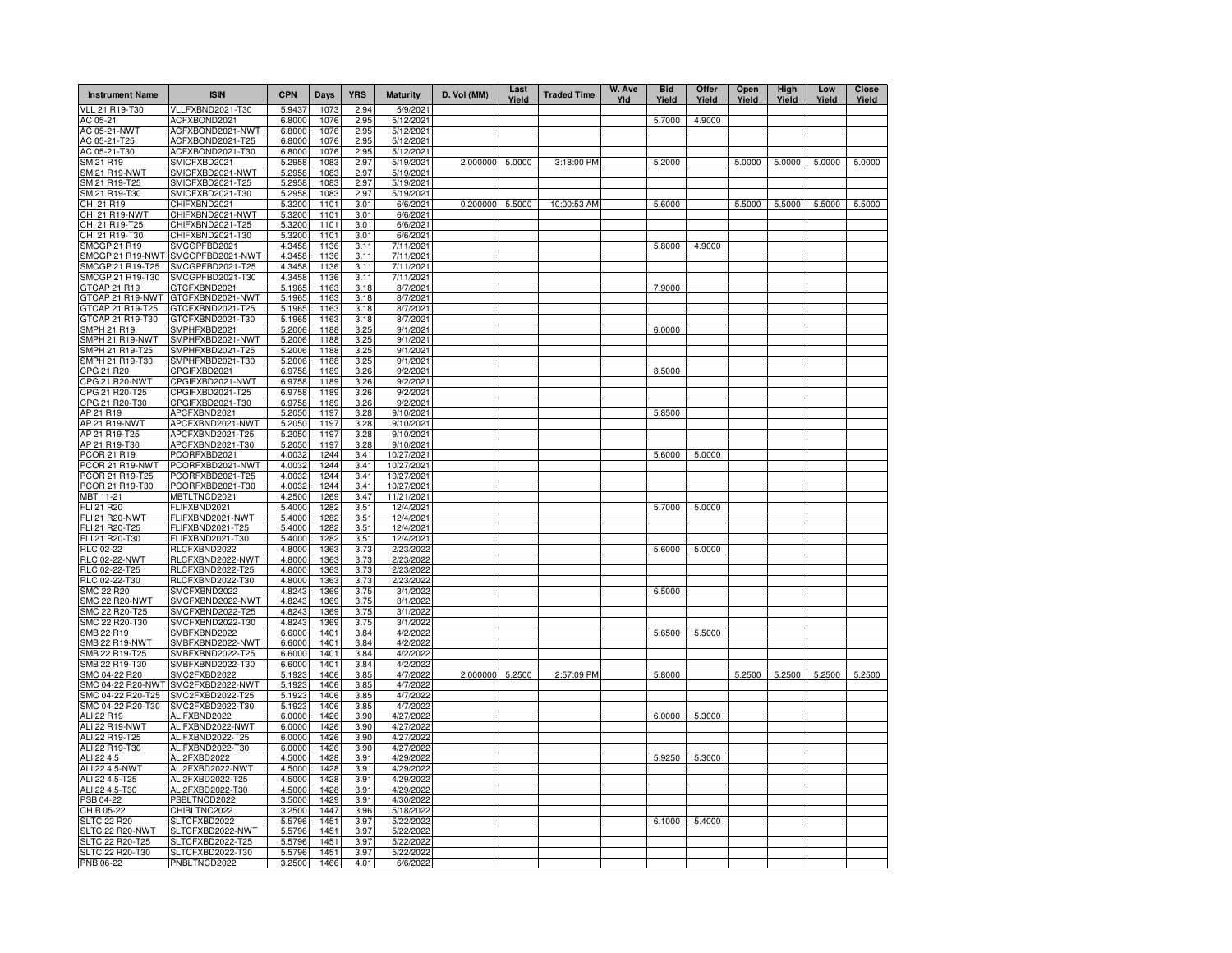| Instrument Name | ISIN | CPN | Days | YRS | Maturity | D. Vol (MM) | Last Yield | Traded Time | W. Ave Yld | Bid Yield | Offer Yield | Open Yield | High Yield | Low Yield | Close Yield |
|---|---|---|---|---|---|---|---|---|---|---|---|---|---|---|---|
| VLL 21 R19-T30 | VLLFXBND2021-T30 | 5.9437 | 1073 | 2.94 | 5/9/2021 | | | | | | | | | | |
| AC 05-21 | ACFXBOND2021 | 6.8000 | 1076 | 2.95 | 5/12/2021 | | | | | 5.7000 | 4.9000 | | | | |
| AC 05-21-NWT | ACFXBOND2021-NWT | 6.8000 | 1076 | 2.95 | 5/12/2021 | | | | | | | | | | |
| AC 05-21-T25 | ACFXBOND2021-T25 | 6.8000 | 1076 | 2.95 | 5/12/2021 | | | | | | | | | | |
| AC 05-21-T30 | ACFXBOND2021-T30 | 6.8000 | 1076 | 2.95 | 5/12/2021 | | | | | | | | | | |
| SM 21 R19 | SMICFXBD2021 | 5.2958 | 1083 | 2.97 | 5/19/2021 | 2.000000 | 5.0000 | 3:18:00 PM | | 5.2000 | | 5.0000 | 5.0000 | 5.0000 | 5.0000 |
| SM 21 R19-NWT | SMICFXBD2021-NWT | 5.2958 | 1083 | 2.97 | 5/19/2021 | | | | | | | | | | |
| SM 21 R19-T25 | SMICFXBD2021-T25 | 5.2958 | 1083 | 2.97 | 5/19/2021 | | | | | | | | | | |
| SM 21 R19-T30 | SMICFXBD2021-T30 | 5.2958 | 1083 | 2.97 | 5/19/2021 | | | | | | | | | | |
| CHI 21 R19 | CHIFXBND2021 | 5.3200 | 1101 | 3.01 | 6/6/2021 | 0.200000 | 5.5000 | 10:00:53 AM | | 5.6000 | | 5.5000 | 5.5000 | 5.5000 | 5.5000 |
| CHI 21 R19-NWT | CHIFXBND2021-NWT | 5.3200 | 1101 | 3.01 | 6/6/2021 | | | | | | | | | | |
| CHI 21 R19-T25 | CHIFXBND2021-T25 | 5.3200 | 1101 | 3.01 | 6/6/2021 | | | | | | | | | | |
| CHI 21 R19-T30 | CHIFXBND2021-T30 | 5.3200 | 1101 | 3.01 | 6/6/2021 | | | | | | | | | | |
| SMCGP 21 R19 | SMCGPFBD2021 | 4.3458 | 1136 | 3.11 | 7/11/2021 | | | | | 5.8000 | 4.9000 | | | | |
| SMCGP 21 R19-NWT | SMCGPFBD2021-NWT | 4.3458 | 1136 | 3.11 | 7/11/2021 | | | | | | | | | | |
| SMCGP 21 R19-T25 | SMCGPFBD2021-T25 | 4.3458 | 1136 | 3.11 | 7/11/2021 | | | | | | | | | | |
| SMCGP 21 R19-T30 | SMCGPFBD2021-T30 | 4.3458 | 1136 | 3.11 | 7/11/2021 | | | | | | | | | | |
| GTCAP 21 R19 | GTCFXBND2021 | 5.1965 | 1163 | 3.18 | 8/7/2021 | | | | | 7.9000 | | | | | |
| GTCAP 21 R19-NWT | GTCFXBND2021-NWT | 5.1965 | 1163 | 3.18 | 8/7/2021 | | | | | | | | | | |
| GTCAP 21 R19-T25 | GTCFXBND2021-T25 | 5.1965 | 1163 | 3.18 | 8/7/2021 | | | | | | | | | | |
| GTCAP 21 R19-T30 | GTCFXBND2021-T30 | 5.1965 | 1163 | 3.18 | 8/7/2021 | | | | | | | | | | |
| SMPH 21 R19 | SMPHFXBD2021 | 5.2006 | 1188 | 3.25 | 9/1/2021 | | | | | 6.0000 | | | | | |
| SMPH 21 R19-NWT | SMPHFXBD2021-NWT | 5.2006 | 1188 | 3.25 | 9/1/2021 | | | | | | | | | | |
| SMPH 21 R19-T25 | SMPHFXBD2021-T25 | 5.2006 | 1188 | 3.25 | 9/1/2021 | | | | | | | | | | |
| SMPH 21 R19-T30 | SMPHFXBD2021-T30 | 5.2006 | 1188 | 3.25 | 9/1/2021 | | | | | | | | | | |
| CPG 21 R20 | CPGIFXBD2021 | 6.9758 | 1189 | 3.26 | 9/2/2021 | | | | | 8.5000 | | | | | |
| CPG 21 R20-NWT | CPGIFXBD2021-NWT | 6.9758 | 1189 | 3.26 | 9/2/2021 | | | | | | | | | | |
| CPG 21 R20-T25 | CPGIFXBD2021-T25 | 6.9758 | 1189 | 3.26 | 9/2/2021 | | | | | | | | | | |
| CPG 21 R20-T30 | CPGIFXBD2021-T30 | 6.9758 | 1189 | 3.26 | 9/2/2021 | | | | | | | | | | |
| AP 21 R19 | APCFXBND2021 | 5.2050 | 1197 | 3.28 | 9/10/2021 | | | | | 5.8500 | | | | | |
| AP 21 R19-NWT | APCFXBND2021-NWT | 5.2050 | 1197 | 3.28 | 9/10/2021 | | | | | | | | | | |
| AP 21 R19-T25 | APCFXBND2021-T25 | 5.2050 | 1197 | 3.28 | 9/10/2021 | | | | | | | | | | |
| AP 21 R19-T30 | APCFXBND2021-T30 | 5.2050 | 1197 | 3.28 | 9/10/2021 | | | | | | | | | | |
| PCOR 21 R19 | PCORFXBD2021 | 4.0032 | 1244 | 3.41 | 10/27/2021 | | | | | 5.6000 | 5.0000 | | | | |
| PCOR 21 R19-NWT | PCORFXBD2021-NWT | 4.0032 | 1244 | 3.41 | 10/27/2021 | | | | | | | | | | |
| PCOR 21 R19-T25 | PCORFXBD2021-T25 | 4.0032 | 1244 | 3.41 | 10/27/2021 | | | | | | | | | | |
| PCOR 21 R19-T30 | PCORFXBD2021-T30 | 4.0032 | 1244 | 3.41 | 10/27/2021 | | | | | | | | | | |
| MBT 11-21 | MBTLTNCD2021 | 4.2500 | 1269 | 3.47 | 11/21/2021 | | | | | | | | | | |
| FLI 21 R20 | FLIFXBND2021 | 5.4000 | 1282 | 3.51 | 12/4/2021 | | | | | 5.7000 | 5.0000 | | | | |
| FLI 21 R20-NWT | FLIFXBND2021-NWT | 5.4000 | 1282 | 3.51 | 12/4/2021 | | | | | | | | | | |
| FLI 21 R20-T25 | FLIFXBND2021-T25 | 5.4000 | 1282 | 3.51 | 12/4/2021 | | | | | | | | | | |
| FLI 21 R20-T30 | FLIFXBND2021-T30 | 5.4000 | 1282 | 3.51 | 12/4/2021 | | | | | | | | | | |
| RLC 02-22 | RLCFXBND2022 | 4.8000 | 1363 | 3.73 | 2/23/2022 | | | | | 5.6000 | 5.0000 | | | | |
| RLC 02-22-NWT | RLCFXBND2022-NWT | 4.8000 | 1363 | 3.73 | 2/23/2022 | | | | | | | | | | |
| RLC 02-22-T25 | RLCFXBND2022-T25 | 4.8000 | 1363 | 3.73 | 2/23/2022 | | | | | | | | | | |
| RLC 02-22-T30 | RLCFXBND2022-T30 | 4.8000 | 1363 | 3.73 | 2/23/2022 | | | | | | | | | | |
| SMC 22 R20 | SMCFXBND2022 | 4.8243 | 1369 | 3.75 | 3/1/2022 | | | | | 6.5000 | | | | | |
| SMC 22 R20-NWT | SMCFXBND2022-NWT | 4.8243 | 1369 | 3.75 | 3/1/2022 | | | | | | | | | | |
| SMC 22 R20-T25 | SMCFXBND2022-T25 | 4.8243 | 1369 | 3.75 | 3/1/2022 | | | | | | | | | | |
| SMC 22 R20-T30 | SMCFXBND2022-T30 | 4.8243 | 1369 | 3.75 | 3/1/2022 | | | | | | | | | | |
| SMB 22 R19 | SMBFXBND2022 | 6.6000 | 1401 | 3.84 | 4/2/2022 | | | | | 5.6500 | 5.5000 | | | | |
| SMB 22 R19-NWT | SMBFXBND2022-NWT | 6.6000 | 1401 | 3.84 | 4/2/2022 | | | | | | | | | | |
| SMB 22 R19-T25 | SMBFXBND2022-T25 | 6.6000 | 1401 | 3.84 | 4/2/2022 | | | | | | | | | | |
| SMB 22 R19-T30 | SMBFXBND2022-T30 | 6.6000 | 1401 | 3.84 | 4/2/2022 | | | | | | | | | | |
| SMC 04-22 R20 | SMC2FXBD2022 | 5.1923 | 1406 | 3.85 | 4/7/2022 | 2.000000 | 5.2500 | 2:57:09 PM | | 5.8000 | | 5.2500 | 5.2500 | 5.2500 | 5.2500 |
| SMC 04-22 R20-NWT | SMC2FXBD2022-NWT | 5.1923 | 1406 | 3.85 | 4/7/2022 | | | | | | | | | | |
| SMC 04-22 R20-T25 | SMC2FXBD2022-T25 | 5.1923 | 1406 | 3.85 | 4/7/2022 | | | | | | | | | | |
| SMC 04-22 R20-T30 | SMC2FXBD2022-T30 | 5.1923 | 1406 | 3.85 | 4/7/2022 | | | | | | | | | | |
| ALI 22 R19 | ALIFXBND2022 | 6.0000 | 1426 | 3.90 | 4/27/2022 | | | | | 6.0000 | 5.3000 | | | | |
| ALI 22 R19-NWT | ALIFXBND2022-NWT | 6.0000 | 1426 | 3.90 | 4/27/2022 | | | | | | | | | | |
| ALI 22 R19-T25 | ALIFXBND2022-T25 | 6.0000 | 1426 | 3.90 | 4/27/2022 | | | | | | | | | | |
| ALI 22 R19-T30 | ALIFXBND2022-T30 | 6.0000 | 1426 | 3.90 | 4/27/2022 | | | | | | | | | | |
| ALI 22 4.5 | ALI2FXBD2022 | 4.5000 | 1428 | 3.91 | 4/29/2022 | | | | | 5.9250 | 5.3000 | | | | |
| ALI 22 4.5-NWT | ALI2FXBD2022-NWT | 4.5000 | 1428 | 3.91 | 4/29/2022 | | | | | | | | | | |
| ALI 22 4.5-T25 | ALI2FXBD2022-T25 | 4.5000 | 1428 | 3.91 | 4/29/2022 | | | | | | | | | | |
| ALI 22 4.5-T30 | ALI2FXBD2022-T30 | 4.5000 | 1428 | 3.91 | 4/29/2022 | | | | | | | | | | |
| PSB 04-22 | PSBLTNCD2022 | 3.5000 | 1429 | 3.91 | 4/30/2022 | | | | | | | | | | |
| CHIB 05-22 | CHIBLTNC2022 | 3.2500 | 1447 | 3.96 | 5/18/2022 | | | | | | | | | | |
| SLTC 22 R20 | SLTCFXBD2022 | 5.5796 | 1451 | 3.97 | 5/22/2022 | | | | | 6.1000 | 5.4000 | | | | |
| SLTC 22 R20-NWT | SLTCFXBD2022-NWT | 5.5796 | 1451 | 3.97 | 5/22/2022 | | | | | | | | | | |
| SLTC 22 R20-T25 | SLTCFXBD2022-T25 | 5.5796 | 1451 | 3.97 | 5/22/2022 | | | | | | | | | | |
| SLTC 22 R20-T30 | SLTCFXBD2022-T30 | 5.5796 | 1451 | 3.97 | 5/22/2022 | | | | | | | | | | |
| PNB 06-22 | PNBLTNCD2022 | 3.2500 | 1466 | 4.01 | 6/6/2022 | | | | | | | | | | |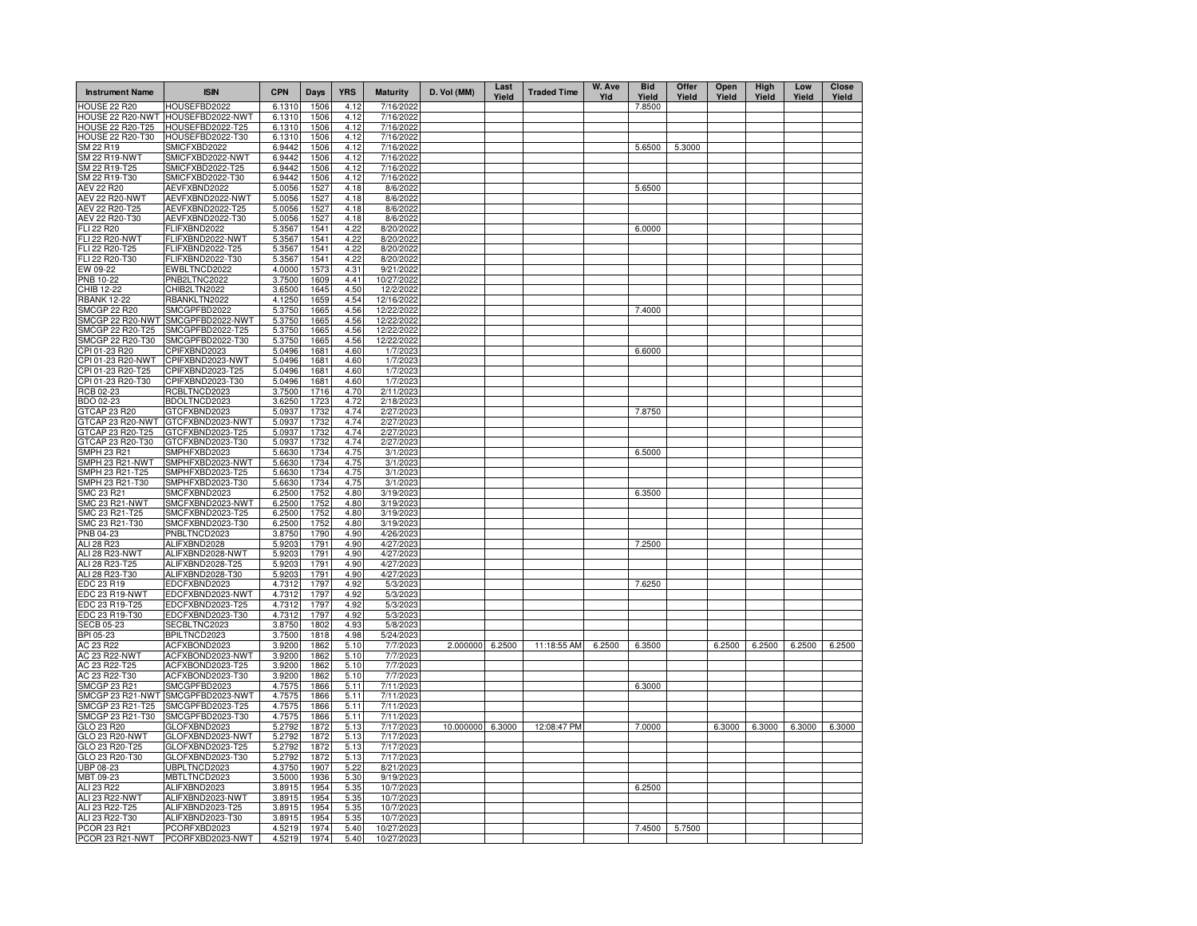| Instrument Name | ISIN | CPN | Days | YRS | Maturity | D. Vol (MM) | Last Yield | Traded Time | W. Ave Yld | Bid Yield | Offer Yield | Open Yield | High Yield | Low Yield | Close Yield |
|---|---|---|---|---|---|---|---|---|---|---|---|---|---|---|---|
| HOUSE 22 R20 | HOUSEFBD2022 | 6.1310 | 1506 | 4.12 | 7/16/2022 | | | | | 7.8500 | | | | | |
| HOUSE 22 R20-NWT | HOUSEFBD2022-NWT | 6.1310 | 1506 | 4.12 | 7/16/2022 | | | | | | | | | | |
| HOUSE 22 R20-T25 | HOUSEFBD2022-T25 | 6.1310 | 1506 | 4.12 | 7/16/2022 | | | | | | | | | | |
| HOUSE 22 R20-T30 | HOUSEFBD2022-T30 | 6.1310 | 1506 | 4.12 | 7/16/2022 | | | | | | | | | | |
| SM 22 R19 | SMICFXBD2022 | 6.9442 | 1506 | 4.12 | 7/16/2022 | | | | | 5.6500 | 5.3000 | | | | |
| SM 22 R19-NWT | SMICFXBD2022-NWT | 6.9442 | 1506 | 4.12 | 7/16/2022 | | | | | | | | | | |
| SM 22 R19-T25 | SMICFXBD2022-T25 | 6.9442 | 1506 | 4.12 | 7/16/2022 | | | | | | | | | | |
| SM 22 R19-T30 | SMICFXBD2022-T30 | 6.9442 | 1506 | 4.12 | 7/16/2022 | | | | | | | | | | |
| AEV 22 R20 | AEVFXBND2022 | 5.0056 | 1527 | 4.18 | 8/6/2022 | | | | | 5.6500 | | | | | |
| AEV 22 R20-NWT | AEVFXBND2022-NWT | 5.0056 | 1527 | 4.18 | 8/6/2022 | | | | | | | | | | |
| AEV 22 R20-T25 | AEVFXBND2022-T25 | 5.0056 | 1527 | 4.18 | 8/6/2022 | | | | | | | | | | |
| AEV 22 R20-T30 | AEVFXBND2022-T30 | 5.0056 | 1527 | 4.18 | 8/6/2022 | | | | | | | | | | |
| FLI 22 R20 | FLIFXBND2022 | 5.3567 | 1541 | 4.22 | 8/20/2022 | | | | | 6.0000 | | | | | |
| FLI 22 R20-NWT | FLIFXBND2022-NWT | 5.3567 | 1541 | 4.22 | 8/20/2022 | | | | | | | | | | |
| FLI 22 R20-T25 | FLIFXBND2022-T25 | 5.3567 | 1541 | 4.22 | 8/20/2022 | | | | | | | | | | |
| FLI 22 R20-T30 | FLIFXBND2022-T30 | 5.3567 | 1541 | 4.22 | 8/20/2022 | | | | | | | | | | |
| EW 09-22 | EWBLTNCD2022 | 4.0000 | 1573 | 4.31 | 9/21/2022 | | | | | | | | | | |
| PNB 10-22 | PNB2LTNC2022 | 3.7500 | 1609 | 4.41 | 10/27/2022 | | | | | | | | | | |
| CHIB 12-22 | CHIB2LTN2022 | 3.6500 | 1645 | 4.50 | 12/2/2022 | | | | | | | | | | |
| RBANK 12-22 | RBANKLTN2022 | 4.1250 | 1659 | 4.54 | 12/16/2022 | | | | | | | | | | |
| SMCGP 22 R20 | SMCGPFBD2022 | 5.3750 | 1665 | 4.56 | 12/22/2022 | | | | | 7.4000 | | | | | |
| SMCGP 22 R20-NWT | SMCGPFBD2022-NWT | 5.3750 | 1665 | 4.56 | 12/22/2022 | | | | | | | | | | |
| SMCGP 22 R20-T25 | SMCGPFBD2022-T25 | 5.3750 | 1665 | 4.56 | 12/22/2022 | | | | | | | | | | |
| SMCGP 22 R20-T30 | SMCGPFBD2022-T30 | 5.3750 | 1665 | 4.56 | 12/22/2022 | | | | | | | | | | |
| CPI 01-23 R20 | CPIFXBND2023 | 5.0496 | 1681 | 4.60 | 1/7/2023 | | | | | 6.6000 | | | | | |
| CPI 01-23 R20-NWT | CPIFXBND2023-NWT | 5.0496 | 1681 | 4.60 | 1/7/2023 | | | | | | | | | | |
| CPI 01-23 R20-T25 | CPIFXBND2023-T25 | 5.0496 | 1681 | 4.60 | 1/7/2023 | | | | | | | | | | |
| CPI 01-23 R20-T30 | CPIFXBND2023-T30 | 5.0496 | 1681 | 4.60 | 1/7/2023 | | | | | | | | | | |
| RCB 02-23 | RCBLTNCD2023 | 3.7500 | 1716 | 4.70 | 2/11/2023 | | | | | | | | | | |
| BDO 02-23 | BDOLTNCD2023 | 3.6250 | 1723 | 4.72 | 2/18/2023 | | | | | | | | | | |
| GTCAP 23 R20 | GTCFXBND2023 | 5.0937 | 1732 | 4.74 | 2/27/2023 | | | | | 7.8750 | | | | | |
| GTCAP 23 R20-NWT | GTCFXBND2023-NWT | 5.0937 | 1732 | 4.74 | 2/27/2023 | | | | | | | | | | |
| GTCAP 23 R20-T25 | GTCFXBND2023-T25 | 5.0937 | 1732 | 4.74 | 2/27/2023 | | | | | | | | | | |
| GTCAP 23 R20-T30 | GTCFXBND2023-T30 | 5.0937 | 1732 | 4.74 | 2/27/2023 | | | | | | | | | | |
| SMPH 23 R21 | SMPHFXBD2023 | 5.6630 | 1734 | 4.75 | 3/1/2023 | | | | | 6.5000 | | | | | |
| SMPH 23 R21-NWT | SMPHFXBD2023-NWT | 5.6630 | 1734 | 4.75 | 3/1/2023 | | | | | | | | | | |
| SMPH 23 R21-T25 | SMPHFXBD2023-T25 | 5.6630 | 1734 | 4.75 | 3/1/2023 | | | | | | | | | | |
| SMPH 23 R21-T30 | SMPHFXBD2023-T30 | 5.6630 | 1734 | 4.75 | 3/1/2023 | | | | | | | | | | |
| SMC 23 R21 | SMCFXBND2023 | 6.2500 | 1752 | 4.80 | 3/19/2023 | | | | | 6.3500 | | | | | |
| SMC 23 R21-NWT | SMCFXBND2023-NWT | 6.2500 | 1752 | 4.80 | 3/19/2023 | | | | | | | | | | |
| SMC 23 R21-T25 | SMCFXBND2023-T25 | 6.2500 | 1752 | 4.80 | 3/19/2023 | | | | | | | | | | |
| SMC 23 R21-T30 | SMCFXBND2023-T30 | 6.2500 | 1752 | 4.80 | 3/19/2023 | | | | | | | | | | |
| PNB 04-23 | PNBLTNCD2023 | 3.8750 | 1790 | 4.90 | 4/26/2023 | | | | | | | | | | |
| ALI 28 R23 | ALIFXBND2028 | 5.9203 | 1791 | 4.90 | 4/27/2023 | | | | | 7.2500 | | | | | |
| ALI 28 R23-NWT | ALIFXBND2028-NWT | 5.9203 | 1791 | 4.90 | 4/27/2023 | | | | | | | | | | |
| ALI 28 R23-T25 | ALIFXBND2028-T25 | 5.9203 | 1791 | 4.90 | 4/27/2023 | | | | | | | | | | |
| ALI 28 R23-T30 | ALIFXBND2028-T30 | 5.9203 | 1791 | 4.90 | 4/27/2023 | | | | | | | | | | |
| EDC 23 R19 | EDCFXBND2023 | 4.7312 | 1797 | 4.92 | 5/3/2023 | | | | | 7.6250 | | | | | |
| EDC 23 R19-NWT | EDCFXBND2023-NWT | 4.7312 | 1797 | 4.92 | 5/3/2023 | | | | | | | | | | |
| EDC 23 R19-T25 | EDCFXBND2023-T25 | 4.7312 | 1797 | 4.92 | 5/3/2023 | | | | | | | | | | |
| EDC 23 R19-T30 | EDCFXBND2023-T30 | 4.7312 | 1797 | 4.92 | 5/3/2023 | | | | | | | | | | |
| SECB 05-23 | SECBLTNC2023 | 3.8750 | 1802 | 4.93 | 5/8/2023 | | | | | | | | | | |
| BPI 05-23 | BPILTNCD2023 | 3.7500 | 1818 | 4.98 | 5/24/2023 | | | | | | | | | | |
| AC 23 R22 | ACFXBOND2023 | 3.9200 | 1862 | 5.10 | 7/7/2023 | 2.000000 | 6.2500 | 11:18:55 AM | 6.2500 | 6.3500 | | 6.2500 | 6.2500 | 6.2500 | 6.2500 |
| AC 23 R22-NWT | ACFXBOND2023-NWT | 3.9200 | 1862 | 5.10 | 7/7/2023 | | | | | | | | | | |
| AC 23 R22-T25 | ACFXBOND2023-T25 | 3.9200 | 1862 | 5.10 | 7/7/2023 | | | | | | | | | | |
| AC 23 R22-T30 | ACFXBOND2023-T30 | 3.9200 | 1862 | 5.10 | 7/7/2023 | | | | | | | | | | |
| SMCGP 23 R21 | SMCGPFBD2023 | 4.7575 | 1866 | 5.11 | 7/11/2023 | | | | | 6.3000 | | | | | |
| SMCGP 23 R21-NWT | SMCGPFBD2023-NWT | 4.7575 | 1866 | 5.11 | 7/11/2023 | | | | | | | | | | |
| SMCGP 23 R21-T25 | SMCGPFBD2023-T25 | 4.7575 | 1866 | 5.11 | 7/11/2023 | | | | | | | | | | |
| SMCGP 23 R21-T30 | SMCGPFBD2023-T30 | 4.7575 | 1866 | 5.11 | 7/11/2023 | | | | | | | | | | |
| GLO 23 R20 | GLOFXBND2023 | 5.2792 | 1872 | 5.13 | 7/17/2023 | 10.000000 | 6.3000 | 12:08:47 PM | | 7.0000 | | 6.3000 | 6.3000 | 6.3000 | 6.3000 |
| GLO 23 R20-NWT | GLOFXBND2023-NWT | 5.2792 | 1872 | 5.13 | 7/17/2023 | | | | | | | | | | |
| GLO 23 R20-T25 | GLOFXBND2023-T25 | 5.2792 | 1872 | 5.13 | 7/17/2023 | | | | | | | | | | |
| GLO 23 R20-T30 | GLOFXBND2023-T30 | 5.2792 | 1872 | 5.13 | 7/17/2023 | | | | | | | | | | |
| UBP 08-23 | UBPLTNCD2023 | 4.3750 | 1907 | 5.22 | 8/21/2023 | | | | | | | | | | |
| MBT 09-23 | MBTLTNCD2023 | 3.5000 | 1936 | 5.30 | 9/19/2023 | | | | | | | | | | |
| ALI 23 R22 | ALIFXBND2023 | 3.8915 | 1954 | 5.35 | 10/7/2023 | | | | | 6.2500 | | | | | |
| ALI 23 R22-NWT | ALIFXBND2023-NWT | 3.8915 | 1954 | 5.35 | 10/7/2023 | | | | | | | | | | |
| ALI 23 R22-T25 | ALIFXBND2023-T25 | 3.8915 | 1954 | 5.35 | 10/7/2023 | | | | | | | | | | |
| ALI 23 R22-T30 | ALIFXBND2023-T30 | 3.8915 | 1954 | 5.35 | 10/7/2023 | | | | | | | | | | |
| PCOR 23 R21 | PCORFXBD2023 | 4.5219 | 1974 | 5.40 | 10/27/2023 | | | | | 7.4500 | 5.7500 | | | | |
| PCOR 23 R21-NWT | PCORFXBD2023-NWT | 4.5219 | 1974 | 5.40 | 10/27/2023 | | | | | | | | | | |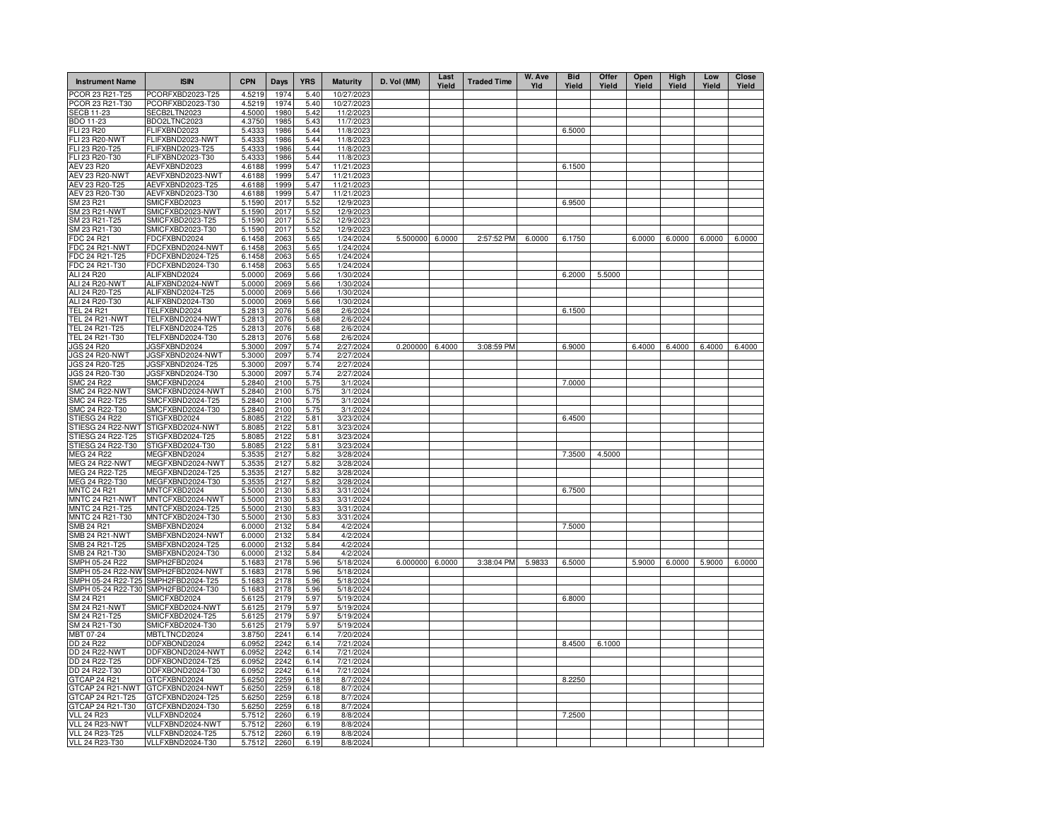| Instrument Name | ISIN | CPN | Days | YRS | Maturity | D. Vol (MM) | Last Yield | Traded Time | W. Ave Yld | Bid Yield | Offer Yield | Open Yield | High Yield | Low Yield | Close Yield |
|---|---|---|---|---|---|---|---|---|---|---|---|---|---|---|---|
| PCOR 23 R21-T25 | PCORFXBD2023-T25 | 4.5219 | 1974 | 5.40 | 10/27/2023 | | | | | | | | | | |
| PCOR 23 R21-T30 | PCORFXBD2023-T30 | 4.5219 | 1974 | 5.40 | 10/27/2023 | | | | | | | | | | |
| SECB 11-23 | SECB2LTN2023 | 4.5000 | 1980 | 5.42 | 11/2/2023 | | | | | | | | | | |
| BDO 11-23 | BDO2LTNC2023 | 4.3750 | 1985 | 5.43 | 11/7/2023 | | | | | | | | | | |
| FLI 23 R20 | FLIFXBND2023 | 5.4333 | 1986 | 5.44 | 11/8/2023 | | | | | 6.5000 | | | | | |
| FLI 23 R20-NWT | FLIFXBND2023-NWT | 5.4333 | 1986 | 5.44 | 11/8/2023 | | | | | | | | | | |
| FLI 23 R20-T25 | FLIFXBND2023-T25 | 5.4333 | 1986 | 5.44 | 11/8/2023 | | | | | | | | | | |
| FLI 23 R20-T30 | FLIFXBND2023-T30 | 5.4333 | 1986 | 5.44 | 11/8/2023 | | | | | | | | | | |
| AEV 23 R20 | AEVFXBND2023 | 4.6188 | 1999 | 5.47 | 11/21/2023 | | | | | 6.1500 | | | | | |
| AEV 23 R20-NWT | AEVFXBND2023-NWT | 4.6188 | 1999 | 5.47 | 11/21/2023 | | | | | | | | | | |
| AEV 23 R20-T25 | AEVFXBND2023-T25 | 4.6188 | 1999 | 5.47 | 11/21/2023 | | | | | | | | | | |
| AEV 23 R20-T30 | AEVFXBND2023-T30 | 4.6188 | 1999 | 5.47 | 11/21/2023 | | | | | | | | | | |
| SM 23 R21 | SMICFXBD2023 | 5.1590 | 2017 | 5.52 | 12/9/2023 | | | | | 6.9500 | | | | | |
| SM 23 R21-NWT | SMICFXBD2023-NWT | 5.1590 | 2017 | 5.52 | 12/9/2023 | | | | | | | | | | |
| SM 23 R21-T25 | SMICFXBD2023-T25 | 5.1590 | 2017 | 5.52 | 12/9/2023 | | | | | | | | | | |
| SM 23 R21-T30 | SMICFXBD2023-T30 | 5.1590 | 2017 | 5.52 | 12/9/2023 | | | | | | | | | | |
| FDC 24 R21 | FDCFXBND2024 | 6.1458 | 2063 | 5.65 | 1/24/2024 | 5.500000 | 6.0000 | 2:57:52 PM | 6.0000 | 6.1750 | | 6.0000 | 6.0000 | 6.0000 | 6.0000 |
| FDC 24 R21-NWT | FDCFXBND2024-NWT | 6.1458 | 2063 | 5.65 | 1/24/2024 | | | | | | | | | | |
| FDC 24 R21-T25 | FDCFXBND2024-T25 | 6.1458 | 2063 | 5.65 | 1/24/2024 | | | | | | | | | | |
| FDC 24 R21-T30 | FDCFXBND2024-T30 | 6.1458 | 2063 | 5.65 | 1/24/2024 | | | | | | | | | | |
| ALI 24 R20 | ALIFXBND2024 | 5.0000 | 2069 | 5.66 | 1/30/2024 | | | | | 6.2000 | 5.5000 | | | | |
| ALI 24 R20-NWT | ALIFXBND2024-NWT | 5.0000 | 2069 | 5.66 | 1/30/2024 | | | | | | | | | | |
| ALI 24 R20-T25 | ALIFXBND2024-T25 | 5.0000 | 2069 | 5.66 | 1/30/2024 | | | | | | | | | | |
| ALI 24 R20-T30 | ALIFXBND2024-T30 | 5.0000 | 2069 | 5.66 | 1/30/2024 | | | | | | | | | | |
| TEL 24 R21 | TELFXBND2024 | 5.2813 | 2076 | 5.68 | 2/6/2024 | | | | | 6.1500 | | | | | |
| TEL 24 R21-NWT | TELFXBND2024-NWT | 5.2813 | 2076 | 5.68 | 2/6/2024 | | | | | | | | | | |
| TEL 24 R21-T25 | TELFXBND2024-T25 | 5.2813 | 2076 | 5.68 | 2/6/2024 | | | | | | | | | | |
| TEL 24 R21-T30 | TELFXBND2024-T30 | 5.2813 | 2076 | 5.68 | 2/6/2024 | | | | | | | | | | |
| JGS 24 R20 | JGSFXBND2024 | 5.3000 | 2097 | 5.74 | 2/27/2024 | 0.200000 | 6.4000 | 3:08:59 PM | | 6.9000 | | 6.4000 | 6.4000 | 6.4000 | 6.4000 |
| JGS 24 R20-NWT | JGSFXBND2024-NWT | 5.3000 | 2097 | 5.74 | 2/27/2024 | | | | | | | | | | |
| JGS 24 R20-T25 | JGSFXBND2024-T25 | 5.3000 | 2097 | 5.74 | 2/27/2024 | | | | | | | | | | |
| JGS 24 R20-T30 | JGSFXBND2024-T30 | 5.3000 | 2097 | 5.74 | 2/27/2024 | | | | | | | | | | |
| SMC 24 R22 | SMCFXBND2024 | 5.2840 | 2100 | 5.75 | 3/1/2024 | | | | | 7.0000 | | | | | |
| SMC 24 R22-NWT | SMCFXBND2024-NWT | 5.2840 | 2100 | 5.75 | 3/1/2024 | | | | | | | | | | |
| SMC 24 R22-T25 | SMCFXBND2024-T25 | 5.2840 | 2100 | 5.75 | 3/1/2024 | | | | | | | | | | |
| SMC 24 R22-T30 | SMCFXBND2024-T30 | 5.2840 | 2100 | 5.75 | 3/1/2024 | | | | | | | | | | |
| STIESG 24 R22 | STIGFXBD2024 | 5.8085 | 2122 | 5.81 | 3/23/2024 | | | | | 6.4500 | | | | | |
| STIESG 24 R22-NWT | STIGFXBD2024-NWT | 5.8085 | 2122 | 5.81 | 3/23/2024 | | | | | | | | | | |
| STIESG 24 R22-T25 | STIGFXBD2024-T25 | 5.8085 | 2122 | 5.81 | 3/23/2024 | | | | | | | | | | |
| STIESG 24 R22-T30 | STIGFXBD2024-T30 | 5.8085 | 2122 | 5.81 | 3/23/2024 | | | | | | | | | | |
| MEG 24 R22 | MEGFXBND2024 | 5.3535 | 2127 | 5.82 | 3/28/2024 | | | | | 7.3500 | 4.5000 | | | | |
| MEG 24 R22-NWT | MEGFXBND2024-NWT | 5.3535 | 2127 | 5.82 | 3/28/2024 | | | | | | | | | | |
| MEG 24 R22-T25 | MEGFXBND2024-T25 | 5.3535 | 2127 | 5.82 | 3/28/2024 | | | | | | | | | | |
| MEG 24 R22-T30 | MEGFXBND2024-T30 | 5.3535 | 2127 | 5.82 | 3/28/2024 | | | | | | | | | | |
| MNTC 24 R21 | MNTCFXBD2024 | 5.5000 | 2130 | 5.83 | 3/31/2024 | | | | | 6.7500 | | | | | |
| MNTC 24 R21-NWT | MNTCFXBD2024-NWT | 5.5000 | 2130 | 5.83 | 3/31/2024 | | | | | | | | | | |
| MNTC 24 R21-T25 | MNTCFXBD2024-T25 | 5.5000 | 2130 | 5.83 | 3/31/2024 | | | | | | | | | | |
| MNTC 24 R21-T30 | MNTCFXBD2024-T30 | 5.5000 | 2130 | 5.83 | 3/31/2024 | | | | | | | | | | |
| SMB 24 R21 | SMBFXBND2024 | 6.0000 | 2132 | 5.84 | 4/2/2024 | | | | | 7.5000 | | | | | |
| SMB 24 R21-NWT | SMBFXBND2024-NWT | 6.0000 | 2132 | 5.84 | 4/2/2024 | | | | | | | | | | |
| SMB 24 R21-T25 | SMBFXBND2024-T25 | 6.0000 | 2132 | 5.84 | 4/2/2024 | | | | | | | | | | |
| SMB 24 R21-T30 | SMBFXBND2024-T30 | 6.0000 | 2132 | 5.84 | 4/2/2024 | | | | | | | | | | |
| SMPH 05-24 R22 | SMPH2FBD2024 | 5.1683 | 2178 | 5.96 | 5/18/2024 | 6.000000 | 6.0000 | 3:38:04 PM | 5.9833 | 6.5000 | | 5.9000 | 6.0000 | 5.9000 | 6.0000 |
| SMPH 05-24 R22-NWT | SMPH2FBD2024-NWT | 5.1683 | 2178 | 5.96 | 5/18/2024 | | | | | | | | | | |
| SMPH 05-24 R22-T25 | SMPH2FBD2024-T25 | 5.1683 | 2178 | 5.96 | 5/18/2024 | | | | | | | | | | |
| SMPH 05-24 R22-T30 | SMPH2FBD2024-T30 | 5.1683 | 2178 | 5.96 | 5/18/2024 | | | | | | | | | | |
| SM 24 R21 | SMICFXBD2024 | 5.6125 | 2179 | 5.97 | 5/19/2024 | | | | | 6.8000 | | | | | |
| SM 24 R21-NWT | SMICFXBD2024-NWT | 5.6125 | 2179 | 5.97 | 5/19/2024 | | | | | | | | | | |
| SM 24 R21-T25 | SMICFXBD2024-T25 | 5.6125 | 2179 | 5.97 | 5/19/2024 | | | | | | | | | | |
| SM 24 R21-T30 | SMICFXBD2024-T30 | 5.6125 | 2179 | 5.97 | 5/19/2024 | | | | | | | | | | |
| MBT 07-24 | MBTLTNCD2024 | 3.8750 | 2241 | 6.14 | 7/20/2024 | | | | | | | | | | |
| DD 24 R22 | DDFXBOND2024 | 6.0952 | 2242 | 6.14 | 7/21/2024 | | | | | 8.4500 | 6.1000 | | | | |
| DD 24 R22-NWT | DDFXBOND2024-NWT | 6.0952 | 2242 | 6.14 | 7/21/2024 | | | | | | | | | | |
| DD 24 R22-T25 | DDFXBOND2024-T25 | 6.0952 | 2242 | 6.14 | 7/21/2024 | | | | | | | | | | |
| DD 24 R22-T30 | DDFXBOND2024-T30 | 6.0952 | 2242 | 6.14 | 7/21/2024 | | | | | | | | | | |
| GTCAP 24 R21 | GTCFXBND2024 | 5.6250 | 2259 | 6.18 | 8/7/2024 | | | | | 8.2250 | | | | | |
| GTCAP 24 R21-NWT | GTCFXBND2024-NWT | 5.6250 | 2259 | 6.18 | 8/7/2024 | | | | | | | | | | |
| GTCAP 24 R21-T25 | GTCFXBND2024-T25 | 5.6250 | 2259 | 6.18 | 8/7/2024 | | | | | | | | | | |
| GTCAP 24 R21-T30 | GTCFXBND2024-T30 | 5.6250 | 2259 | 6.18 | 8/7/2024 | | | | | | | | | | |
| VLL 24 R23 | VLLFXBND2024 | 5.7512 | 2260 | 6.19 | 8/8/2024 | | | | | 7.2500 | | | | | |
| VLL 24 R23-NWT | VLLFXBND2024-NWT | 5.7512 | 2260 | 6.19 | 8/8/2024 | | | | | | | | | | |
| VLL 24 R23-T25 | VLLFXBND2024-T25 | 5.7512 | 2260 | 6.19 | 8/8/2024 | | | | | | | | | | |
| VLL 24 R23-T30 | VLLFXBND2024-T30 | 5.7512 | 2260 | 6.19 | 8/8/2024 | | | | | | | | | | |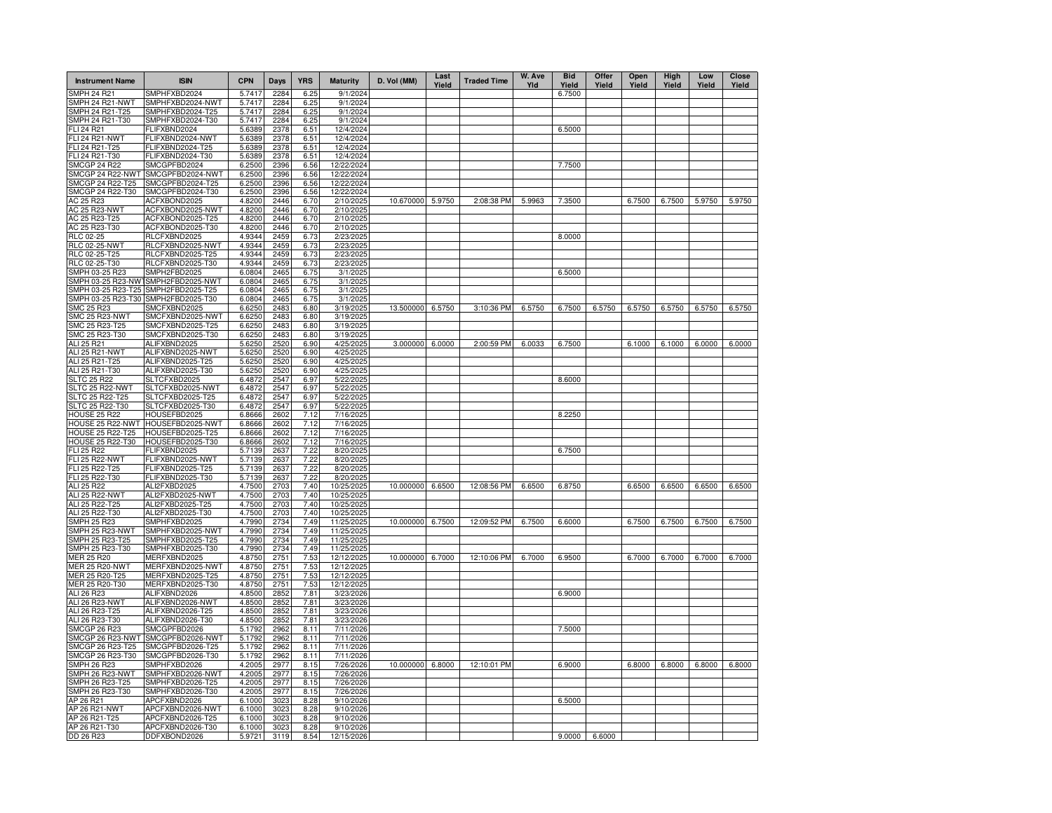| Instrument Name | ISIN | CPN | Days | YRS | Maturity | D. Vol (MM) | Last Yield | Traded Time | W. Ave Yld | Bid Yield | Offer Yield | Open Yield | High Yield | Low Yield | Close Yield |
|---|---|---|---|---|---|---|---|---|---|---|---|---|---|---|---|
| SMPH 24 R21 | SMPHFXBD2024 | 5.7417 | 2284 | 6.25 | 9/1/2024 | | | | | 6.7500 | | | | | |
| SMPH 24 R21-NWT | SMPHFXBD2024-NWT | 5.7417 | 2284 | 6.25 | 9/1/2024 | | | | | | | | | | |
| SMPH 24 R21-T25 | SMPHFXBD2024-T25 | 5.7417 | 2284 | 6.25 | 9/1/2024 | | | | | | | | | | |
| SMPH 24 R21-T30 | SMPHFXBD2024-T30 | 5.7417 | 2284 | 6.25 | 9/1/2024 | | | | | | | | | | |
| FLI 24 R21 | FLIFXBND2024 | 5.6389 | 2378 | 6.51 | 12/4/2024 | | | | | 6.5000 | | | | | |
| FLI 24 R21-NWT | FLIFXBND2024-NWT | 5.6389 | 2378 | 6.51 | 12/4/2024 | | | | | | | | | | |
| FLI 24 R21-T25 | FLIFXBND2024-T25 | 5.6389 | 2378 | 6.51 | 12/4/2024 | | | | | | | | | | |
| FLI 24 R21-T30 | FLIFXBND2024-T30 | 5.6389 | 2378 | 6.51 | 12/4/2024 | | | | | | | | | | |
| SMCGP 24 R22 | SMCGPFBD2024 | 6.2500 | 2396 | 6.56 | 12/22/2024 | | | | | 7.7500 | | | | | |
| SMCGP 24 R22-NWT | SMCGPFBD2024-NWT | 6.2500 | 2396 | 6.56 | 12/22/2024 | | | | | | | | | | |
| SMCGP 24 R22-T25 | SMCGPFBD2024-T25 | 6.2500 | 2396 | 6.56 | 12/22/2024 | | | | | | | | | | |
| SMCGP 24 R22-T30 | SMCGPFBD2024-T30 | 6.2500 | 2396 | 6.56 | 12/22/2024 | | | | | | | | | | |
| AC 25 R23 | ACFXBOND2025 | 4.8200 | 2446 | 6.70 | 2/10/2025 | 10.670000 | 5.9750 | 2:08:38 PM | 5.9963 | 7.3500 | | 6.7500 | 6.7500 | 5.9750 | 5.9750 |
| AC 25 R23-NWT | ACFXBOND2025-NWT | 4.8200 | 2446 | 6.70 | 2/10/2025 | | | | | | | | | | |
| AC 25 R23-T25 | ACFXBOND2025-T25 | 4.8200 | 2446 | 6.70 | 2/10/2025 | | | | | | | | | | |
| AC 25 R23-T30 | ACFXBOND2025-T30 | 4.8200 | 2446 | 6.70 | 2/10/2025 | | | | | | | | | | |
| RLC 02-25 | RLCFXBND2025 | 4.9344 | 2459 | 6.73 | 2/23/2025 | | | | | 8.0000 | | | | | |
| RLC 02-25-NWT | RLCFXBND2025-NWT | 4.9344 | 2459 | 6.73 | 2/23/2025 | | | | | | | | | | |
| RLC 02-25-T25 | RLCFXBND2025-T25 | 4.9344 | 2459 | 6.73 | 2/23/2025 | | | | | | | | | | |
| RLC 02-25-T30 | RLCFXBND2025-T30 | 4.9344 | 2459 | 6.73 | 2/23/2025 | | | | | | | | | | |
| SMPH 03-25 R23 | SMPH2FBD2025 | 6.0804 | 2465 | 6.75 | 3/1/2025 | | | | | 6.5000 | | | | | |
| SMPH 03-25 R23-NWT | SMPH2FBD2025-NWT | 6.0804 | 2465 | 6.75 | 3/1/2025 | | | | | | | | | | |
| SMPH 03-25 R23-T25 | SMPH2FBD2025-T25 | 6.0804 | 2465 | 6.75 | 3/1/2025 | | | | | | | | | | |
| SMPH 03-25 R23-T30 | SMPH2FBD2025-T30 | 6.0804 | 2465 | 6.75 | 3/1/2025 | | | | | | | | | | |
| SMC 25 R23 | SMCFXBND2025 | 6.6250 | 2483 | 6.80 | 3/19/2025 | 13.500000 | 6.5750 | 3:10:36 PM | 6.5750 | 6.7500 | 6.5750 | 6.5750 | 6.5750 | 6.5750 | 6.5750 |
| SMC 25 R23-NWT | SMCFXBND2025-NWT | 6.6250 | 2483 | 6.80 | 3/19/2025 | | | | | | | | | | |
| SMC 25 R23-T25 | SMCFXBND2025-T25 | 6.6250 | 2483 | 6.80 | 3/19/2025 | | | | | | | | | | |
| SMC 25 R23-T30 | SMCFXBND2025-T30 | 6.6250 | 2483 | 6.80 | 3/19/2025 | | | | | | | | | | |
| ALI 25 R21 | ALIFXBND2025 | 5.6250 | 2520 | 6.90 | 4/25/2025 | 3.000000 | 6.0000 | 2:00:59 PM | 6.0033 | 6.7500 | | 6.1000 | 6.1000 | 6.0000 | 6.0000 |
| ALI 25 R21-NWT | ALIFXBND2025-NWT | 5.6250 | 2520 | 6.90 | 4/25/2025 | | | | | | | | | | |
| ALI 25 R21-T25 | ALIFXBND2025-T25 | 5.6250 | 2520 | 6.90 | 4/25/2025 | | | | | | | | | | |
| ALI 25 R21-T30 | ALIFXBND2025-T30 | 5.6250 | 2520 | 6.90 | 4/25/2025 | | | | | | | | | | |
| SLTC 25 R22 | SLTCFXBD2025 | 6.4872 | 2547 | 6.97 | 5/22/2025 | | | | | 8.6000 | | | | | |
| SLTC 25 R22-NWT | SLTCFXBD2025-NWT | 6.4872 | 2547 | 6.97 | 5/22/2025 | | | | | | | | | | |
| SLTC 25 R22-T25 | SLTCFXBD2025-T25 | 6.4872 | 2547 | 6.97 | 5/22/2025 | | | | | | | | | | |
| SLTC 25 R22-T30 | SLTCFXBD2025-T30 | 6.4872 | 2547 | 6.97 | 5/22/2025 | | | | | | | | | | |
| HOUSE 25 R22 | HOUSEFBD2025 | 6.8666 | 2602 | 7.12 | 7/16/2025 | | | | | 8.2250 | | | | | |
| HOUSE 25 R22-NWT | HOUSEFBD2025-NWT | 6.8666 | 2602 | 7.12 | 7/16/2025 | | | | | | | | | | |
| HOUSE 25 R22-T25 | HOUSEFBD2025-T25 | 6.8666 | 2602 | 7.12 | 7/16/2025 | | | | | | | | | | |
| HOUSE 25 R22-T30 | HOUSEFBD2025-T30 | 6.8666 | 2602 | 7.12 | 7/16/2025 | | | | | | | | | | |
| FLI 25 R22 | FLIFXBND2025 | 5.7139 | 2637 | 7.22 | 8/20/2025 | | | | | 6.7500 | | | | | |
| FLI 25 R22-NWT | FLIFXBND2025-NWT | 5.7139 | 2637 | 7.22 | 8/20/2025 | | | | | | | | | | |
| FLI 25 R22-T25 | FLIFXBND2025-T25 | 5.7139 | 2637 | 7.22 | 8/20/2025 | | | | | | | | | | |
| FLI 25 R22-T30 | FLIFXBND2025-T30 | 5.7139 | 2637 | 7.22 | 8/20/2025 | | | | | | | | | | |
| ALI 25 R22 | ALI2FXBD2025 | 4.7500 | 2703 | 7.40 | 10/25/2025 | 10.000000 | 6.6500 | 12:08:56 PM | 6.6500 | 6.8750 | | 6.6500 | 6.6500 | 6.6500 | 6.6500 |
| ALI 25 R22-NWT | ALI2FXBD2025-NWT | 4.7500 | 2703 | 7.40 | 10/25/2025 | | | | | | | | | | |
| ALI 25 R22-T25 | ALI2FXBD2025-T25 | 4.7500 | 2703 | 7.40 | 10/25/2025 | | | | | | | | | | |
| ALI 25 R22-T30 | ALI2FXBD2025-T30 | 4.7500 | 2703 | 7.40 | 10/25/2025 | | | | | | | | | | |
| SMPH 25 R23 | SMPHFXBD2025 | 4.7990 | 2734 | 7.49 | 11/25/2025 | 10.000000 | 6.7500 | 12:09:52 PM | 6.7500 | 6.6000 | | 6.7500 | 6.7500 | 6.7500 | 6.7500 |
| SMPH 25 R23-NWT | SMPHFXBD2025-NWT | 4.7990 | 2734 | 7.49 | 11/25/2025 | | | | | | | | | | |
| SMPH 25 R23-T25 | SMPHFXBD2025-T25 | 4.7990 | 2734 | 7.49 | 11/25/2025 | | | | | | | | | | |
| SMPH 25 R23-T30 | SMPHFXBD2025-T30 | 4.7990 | 2734 | 7.49 | 11/25/2025 | | | | | | | | | | |
| MER 25 R20 | MERFXBND2025 | 4.8750 | 2751 | 7.53 | 12/12/2025 | 10.000000 | 6.7000 | 12:10:06 PM | 6.7000 | 6.9500 | | 6.7000 | 6.7000 | 6.7000 | 6.7000 |
| MER 25 R20-NWT | MERFXBND2025-NWT | 4.8750 | 2751 | 7.53 | 12/12/2025 | | | | | | | | | | |
| MER 25 R20-T25 | MERFXBND2025-T25 | 4.8750 | 2751 | 7.53 | 12/12/2025 | | | | | | | | | | |
| MER 25 R20-T30 | MERFXBND2025-T30 | 4.8750 | 2751 | 7.53 | 12/12/2025 | | | | | | | | | | |
| ALI 26 R23 | ALIFXBND2026 | 4.8500 | 2852 | 7.81 | 3/23/2026 | | | | | 6.9000 | | | | | |
| ALI 26 R23-NWT | ALIFXBND2026-NWT | 4.8500 | 2852 | 7.81 | 3/23/2026 | | | | | | | | | | |
| ALI 26 R23-T25 | ALIFXBND2026-T25 | 4.8500 | 2852 | 7.81 | 3/23/2026 | | | | | | | | | | |
| ALI 26 R23-T30 | ALIFXBND2026-T30 | 4.8500 | 2852 | 7.81 | 3/23/2026 | | | | | | | | | | |
| SMCGP 26 R23 | SMCGPFBD2026 | 5.1792 | 2962 | 8.11 | 7/11/2026 | | | | | 7.5000 | | | | | |
| SMCGP 26 R23-NWT | SMCGPFBD2026-NWT | 5.1792 | 2962 | 8.11 | 7/11/2026 | | | | | | | | | | |
| SMCGP 26 R23-T25 | SMCGPFBD2026-T25 | 5.1792 | 2962 | 8.11 | 7/11/2026 | | | | | | | | | | |
| SMCGP 26 R23-T30 | SMCGPFBD2026-T30 | 5.1792 | 2962 | 8.11 | 7/11/2026 | | | | | | | | | | |
| SMPH 26 R23 | SMPHFXBD2026 | 4.2005 | 2977 | 8.15 | 7/26/2026 | 10.000000 | 6.8000 | 12:10:01 PM | | 6.9000 | | 6.8000 | 6.8000 | 6.8000 | 6.8000 |
| SMPH 26 R23-NWT | SMPHFXBD2026-NWT | 4.2005 | 2977 | 8.15 | 7/26/2026 | | | | | | | | | | |
| SMPH 26 R23-T25 | SMPHFXBD2026-T25 | 4.2005 | 2977 | 8.15 | 7/26/2026 | | | | | | | | | | |
| SMPH 26 R23-T30 | SMPHFXBD2026-T30 | 4.2005 | 2977 | 8.15 | 7/26/2026 | | | | | | | | | | |
| AP 26 R21 | APCFXBND2026 | 6.1000 | 3023 | 8.28 | 9/10/2026 | | | | | 6.5000 | | | | | |
| AP 26 R21-NWT | APCFXBND2026-NWT | 6.1000 | 3023 | 8.28 | 9/10/2026 | | | | | | | | | | |
| AP 26 R21-T25 | APCFXBND2026-T25 | 6.1000 | 3023 | 8.28 | 9/10/2026 | | | | | | | | | | |
| AP 26 R21-T30 | APCFXBND2026-T30 | 6.1000 | 3023 | 8.28 | 9/10/2026 | | | | | | | | | | |
| DD 26 R23 | DDFXBOND2026 | 5.9721 | 3119 | 8.54 | 12/15/2026 | | | | | 9.0000 | 6.6000 | | | | |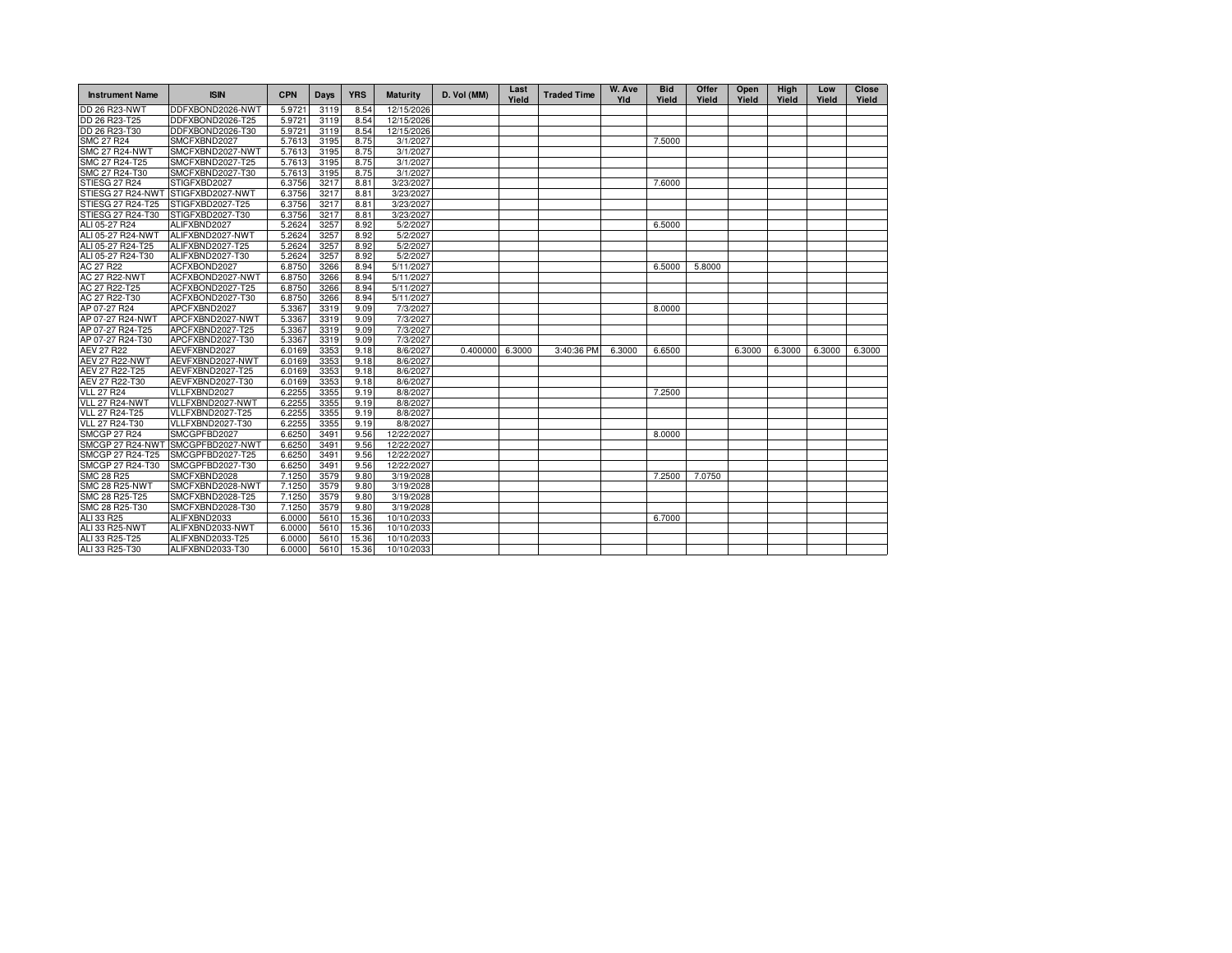| Instrument Name | ISIN | CPN | Days | YRS | Maturity | D. Vol (MM) | Last Yield | Traded Time | W. Ave Yld | Bid Yield | Offer Yield | Open Yield | High Yield | Low Yield | Close Yield |
|---|---|---|---|---|---|---|---|---|---|---|---|---|---|---|---|
| DD 26 R23-NWT | DDFXBOND2026-NWT | 5.9721 | 3119 | 8.54 | 12/15/2026 | | | | | | | | | | |
| DD 26 R23-T25 | DDFXBOND2026-T25 | 5.9721 | 3119 | 8.54 | 12/15/2026 | | | | | | | | | | |
| DD 26 R23-T30 | DDFXBOND2026-T30 | 5.9721 | 3119 | 8.54 | 12/15/2026 | | | | | | | | | | |
| SMC 27 R24 | SMCFXBND2027 | 5.7613 | 3195 | 8.75 | 3/1/2027 | | | | | 7.5000 | | | | | |
| SMC 27 R24-NWT | SMCFXBND2027-NWT | 5.7613 | 3195 | 8.75 | 3/1/2027 | | | | | | | | | | |
| SMC 27 R24-T25 | SMCFXBND2027-T25 | 5.7613 | 3195 | 8.75 | 3/1/2027 | | | | | | | | | | |
| SMC 27 R24-T30 | SMCFXBND2027-T30 | 5.7613 | 3195 | 8.75 | 3/1/2027 | | | | | | | | | | |
| STIESG 27 R24 | STIGFXBD2027 | 6.3756 | 3217 | 8.81 | 3/23/2027 | | | | | 7.6000 | | | | | |
| STIESG 27 R24-NWT | STIGFXBD2027-NWT | 6.3756 | 3217 | 8.81 | 3/23/2027 | | | | | | | | | | |
| STIESG 27 R24-T25 | STIGFXBD2027-T25 | 6.3756 | 3217 | 8.81 | 3/23/2027 | | | | | | | | | | |
| STIESG 27 R24-T30 | STIGFXBD2027-T30 | 6.3756 | 3217 | 8.81 | 3/23/2027 | | | | | | | | | | |
| ALI 05-27 R24 | ALIFXBND2027 | 5.2624 | 3257 | 8.92 | 5/2/2027 | | | | | 6.5000 | | | | | |
| ALI 05-27 R24-NWT | ALIFXBND2027-NWT | 5.2624 | 3257 | 8.92 | 5/2/2027 | | | | | | | | | | |
| ALI 05-27 R24-T25 | ALIFXBND2027-T25 | 5.2624 | 3257 | 8.92 | 5/2/2027 | | | | | | | | | | |
| ALI 05-27 R24-T30 | ALIFXBND2027-T30 | 5.2624 | 3257 | 8.92 | 5/2/2027 | | | | | | | | | | |
| AC 27 R22 | ACFXBOND2027 | 6.8750 | 3266 | 8.94 | 5/11/2027 | | | | | 6.5000 | 5.8000 | | | | |
| AC 27 R22-NWT | ACFXBOND2027-NWT | 6.8750 | 3266 | 8.94 | 5/11/2027 | | | | | | | | | | |
| AC 27 R22-T25 | ACFXBOND2027-T25 | 6.8750 | 3266 | 8.94 | 5/11/2027 | | | | | | | | | | |
| AC 27 R22-T30 | ACFXBOND2027-T30 | 6.8750 | 3266 | 8.94 | 5/11/2027 | | | | | | | | | | |
| AP 07-27 R24 | APCFXBND2027 | 5.3367 | 3319 | 9.09 | 7/3/2027 | | | | | 8.0000 | | | | | |
| AP 07-27 R24-NWT | APCFXBND2027-NWT | 5.3367 | 3319 | 9.09 | 7/3/2027 | | | | | | | | | | |
| AP 07-27 R24-T25 | APCFXBND2027-T25 | 5.3367 | 3319 | 9.09 | 7/3/2027 | | | | | | | | | | |
| AP 07-27 R24-T30 | APCFXBND2027-T30 | 5.3367 | 3319 | 9.09 | 7/3/2027 | | | | | | | | | | |
| AEV 27 R22 | AEVFXBND2027 | 6.0169 | 3353 | 9.18 | 8/6/2027 | 0.400000 | 6.3000 | 3:40:36 PM | 6.3000 | 6.6500 | | 6.3000 | 6.3000 | 6.3000 | 6.3000 |
| AEV 27 R22-NWT | AEVFXBND2027-NWT | 6.0169 | 3353 | 9.18 | 8/6/2027 | | | | | | | | | | |
| AEV 27 R22-T25 | AEVFXBND2027-T25 | 6.0169 | 3353 | 9.18 | 8/6/2027 | | | | | | | | | | |
| AEV 27 R22-T30 | AEVFXBND2027-T30 | 6.0169 | 3353 | 9.18 | 8/6/2027 | | | | | | | | | | |
| VLL 27 R24 | VLLFXBND2027 | 6.2255 | 3355 | 9.19 | 8/8/2027 | | | | | 7.2500 | | | | | |
| VLL 27 R24-NWT | VLLFXBND2027-NWT | 6.2255 | 3355 | 9.19 | 8/8/2027 | | | | | | | | | | |
| VLL 27 R24-T25 | VLLFXBND2027-T25 | 6.2255 | 3355 | 9.19 | 8/8/2027 | | | | | | | | | | |
| VLL 27 R24-T30 | VLLFXBND2027-T30 | 6.2255 | 3355 | 9.19 | 8/8/2027 | | | | | | | | | | |
| SMCGP 27 R24 | SMCGPFBD2027 | 6.6250 | 3491 | 9.56 | 12/22/2027 | | | | | 8.0000 | | | | | |
| SMCGP 27 R24-NWT | SMCGPFBD2027-NWT | 6.6250 | 3491 | 9.56 | 12/22/2027 | | | | | | | | | | |
| SMCGP 27 R24-T25 | SMCGPFBD2027-T25 | 6.6250 | 3491 | 9.56 | 12/22/2027 | | | | | | | | | | |
| SMCGP 27 R24-T30 | SMCGPFBD2027-T30 | 6.6250 | 3491 | 9.56 | 12/22/2027 | | | | | | | | | | |
| SMC 28 R25 | SMCFXBND2028 | 7.1250 | 3579 | 9.80 | 3/19/2028 | | | | | 7.2500 | 7.0750 | | | | |
| SMC 28 R25-NWT | SMCFXBND2028-NWT | 7.1250 | 3579 | 9.80 | 3/19/2028 | | | | | | | | | | |
| SMC 28 R25-T25 | SMCFXBND2028-T25 | 7.1250 | 3579 | 9.80 | 3/19/2028 | | | | | | | | | | |
| SMC 28 R25-T30 | SMCFXBND2028-T30 | 7.1250 | 3579 | 9.80 | 3/19/2028 | | | | | | | | | | |
| ALI 33 R25 | ALIFXBND2033 | 6.0000 | 5610 | 15.36 | 10/10/2033 | | | | | 6.7000 | | | | | |
| ALI 33 R25-NWT | ALIFXBND2033-NWT | 6.0000 | 5610 | 15.36 | 10/10/2033 | | | | | | | | | | |
| ALI 33 R25-T25 | ALIFXBND2033-T25 | 6.0000 | 5610 | 15.36 | 10/10/2033 | | | | | | | | | | |
| ALI 33 R25-T30 | ALIFXBND2033-T30 | 6.0000 | 5610 | 15.36 | 10/10/2033 | | | | | | | | | | |